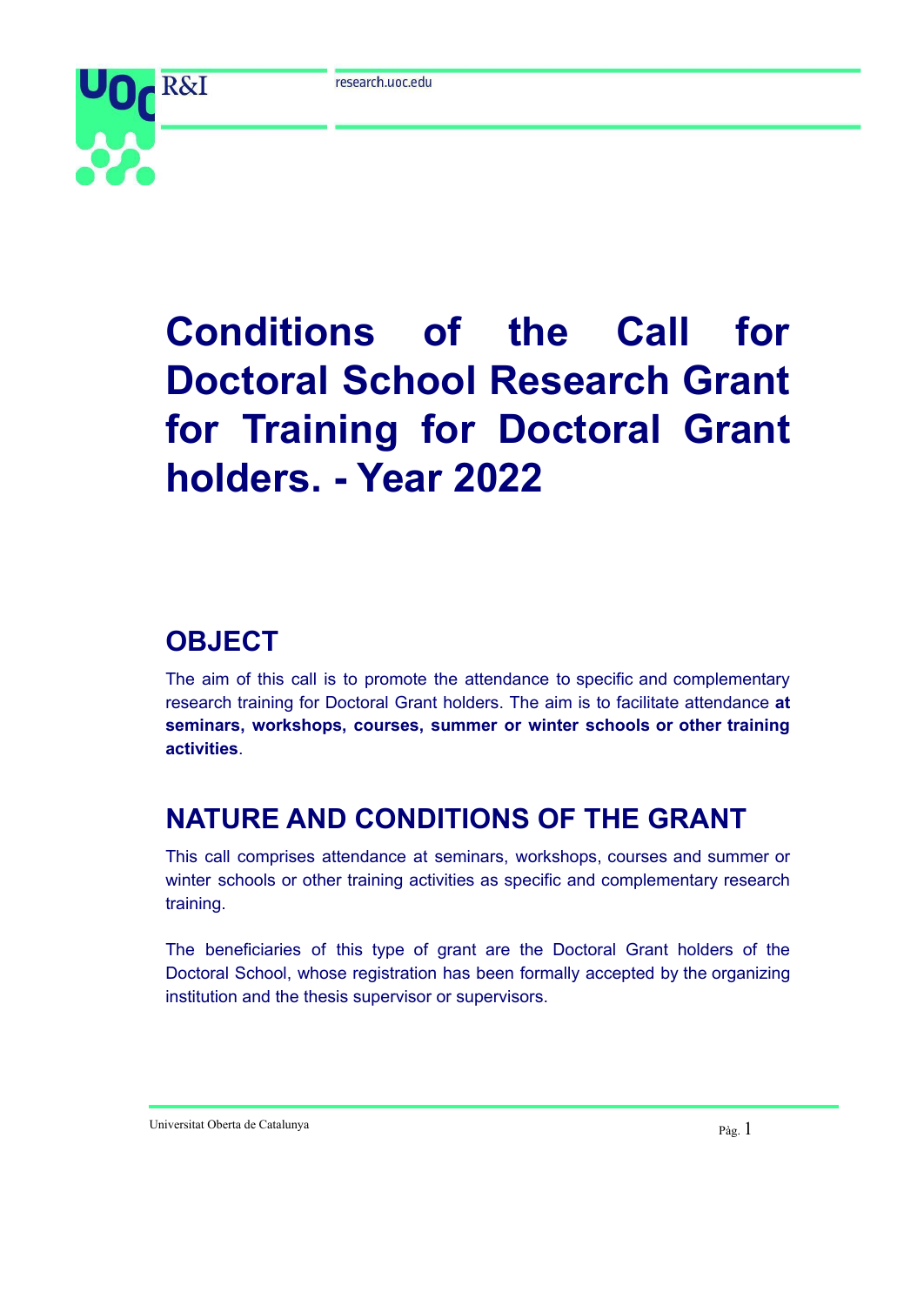# Conditions of the Call for Doctoral School Research Grant for Training for Doctoral Grant holders. - Year 2022

## OBJECT

The aim of this call is to promote the attendance to specific and complementary research training for Doctoral Grant holders. The aim is to facilitate attendance **at seminars, workshops, courses, summer or winter schools or other training activities**.

## NATURE AND CONDITIONS OF THE GRANT

This call comprises attendance at seminars, workshops, courses and summer or winter schools or other training activities as specific and complementary research training.

The beneficiaries of this type of grant are the Doctoral Grant holders of the Doctoral School, whose registration has been formally accepted by the organizing institution and the thesis supervisor or supervisors.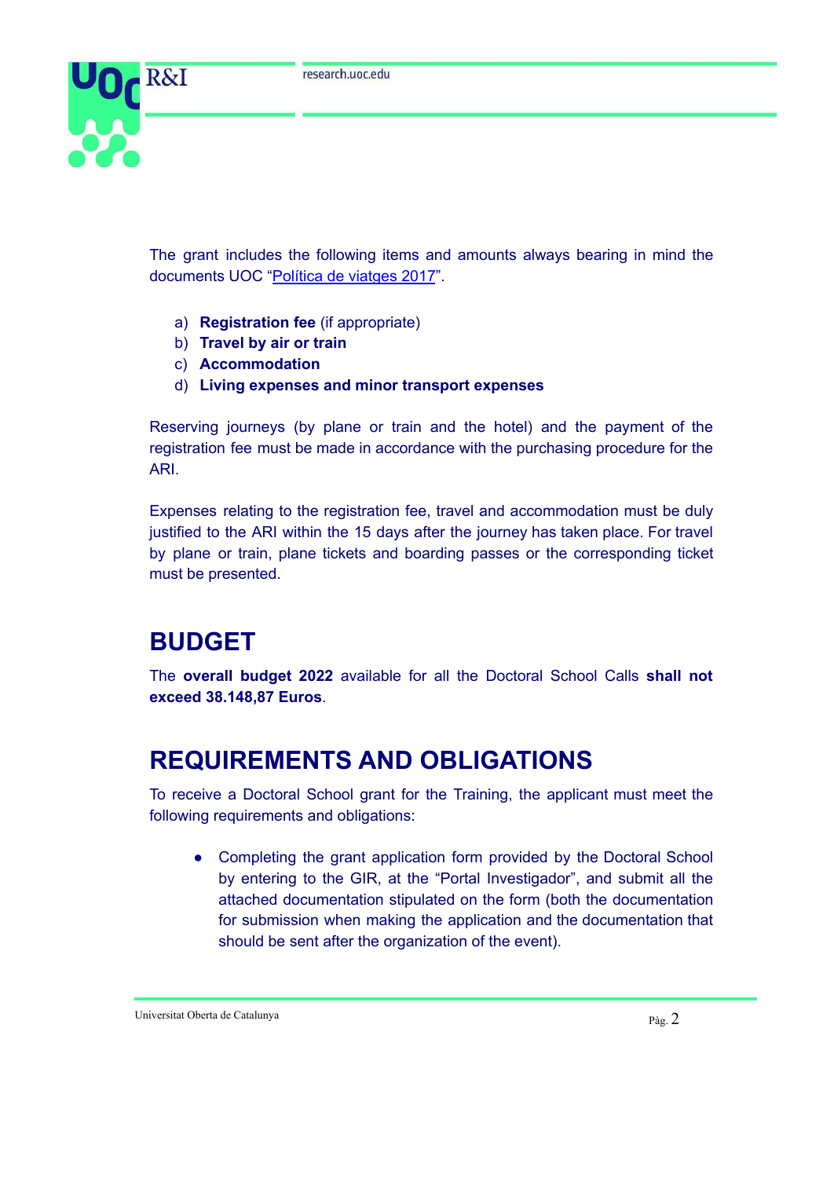The grant includes the following items and amounts always bearing in mind the documents UOC "[Política de viatges 2017]".

a) **Registration fee** (if appropriate)
b) **Travel by air or train**
c) **Accommodation**
d) **Living expenses and minor transport expenses**

Reserving journeys (by plane or train and the hotel) and the payment of the registration fee must be made in accordance with the purchasing procedure for the ARI.

Expenses relating to the registration fee, travel and accommodation must be duly justified to the ARI within the 15 days after the journey has taken place. For travel by plane or train, plane tickets and boarding passes or the corresponding ticket must be presented.

# BUDGET

The **overall budget 2022** available for all the Doctoral School Calls **shall not exceed 38.148,87 Euros**.

# REQUIREMENTS AND OBLIGATIONS

To receive a Doctoral School grant for the Training, the applicant must meet the following requirements and obligations:

- Completing the grant application form provided by the Doctoral School by entering to the GIR, at the "Portal Investigador", and submit all the attached documentation stipulated on the form (both the documentation for submission when making the application and the documentation that should be sent after the organization of the event).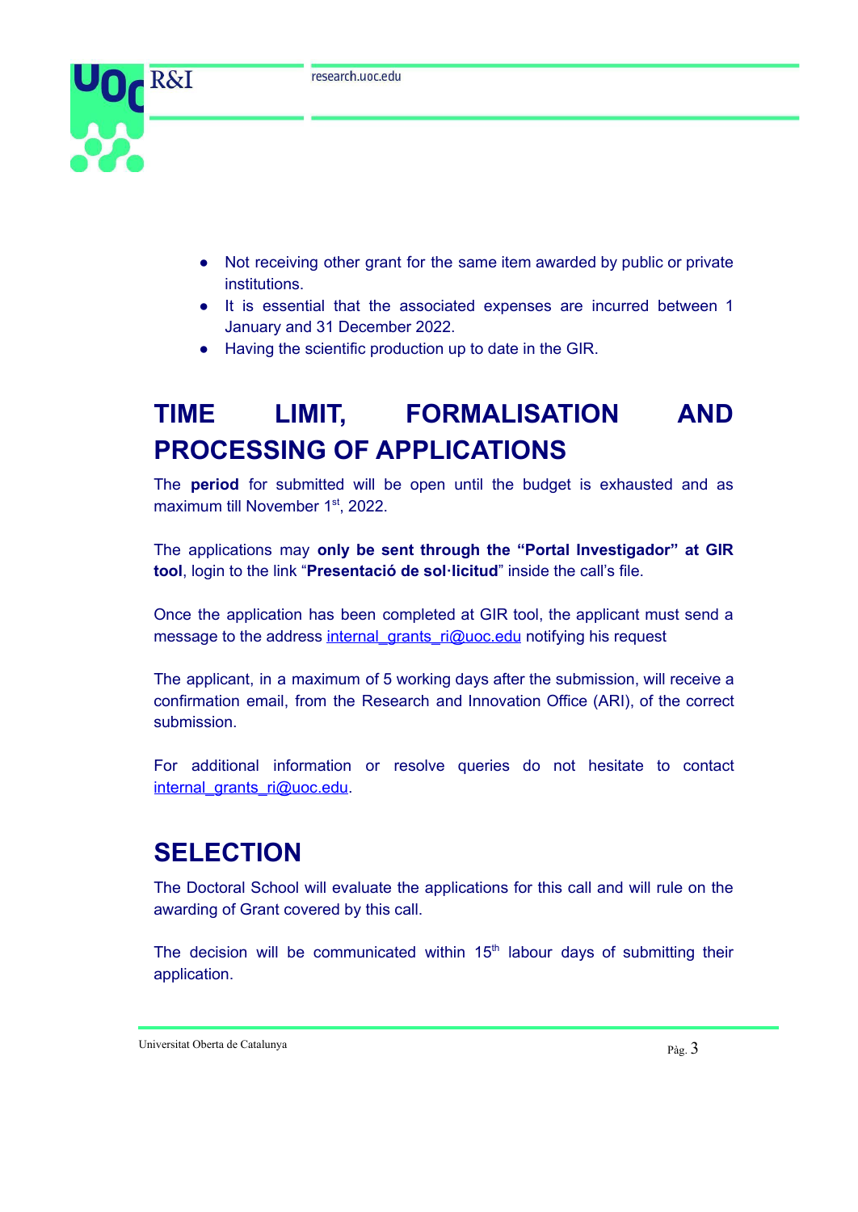- Not receiving other grant for the same item awarded by public or private institutions.
- It is essential that the associated expenses are incurred between 1 January and 31 December 2022.
- Having the scientific production up to date in the GIR.

## TIME LIMIT, FORMALISATION AND PROCESSING OF APPLICATIONS

The **period** for submitted will be open until the budget is exhausted and as maximum till November 1st, 2022.

The applications may **only be sent through the "Portal Investigador" at GIR tool**, login to the link "**Presentació de sol·licitud**" inside the call's file.

Once the application has been completed at GIR tool, the applicant must send a message to the address internal_grants_ri@uoc.edu notifying his request

The applicant, in a maximum of 5 working days after the submission, will receive a confirmation email, from the Research and Innovation Office (ARI), of the correct submission.

For additional information or resolve queries do not hesitate to contact internal_grants_ri@uoc.edu.

## SELECTION

The Doctoral School will evaluate the applications for this call and will rule on the awarding of Grant covered by this call.

The decision will be communicated within 15th labour days of submitting their application.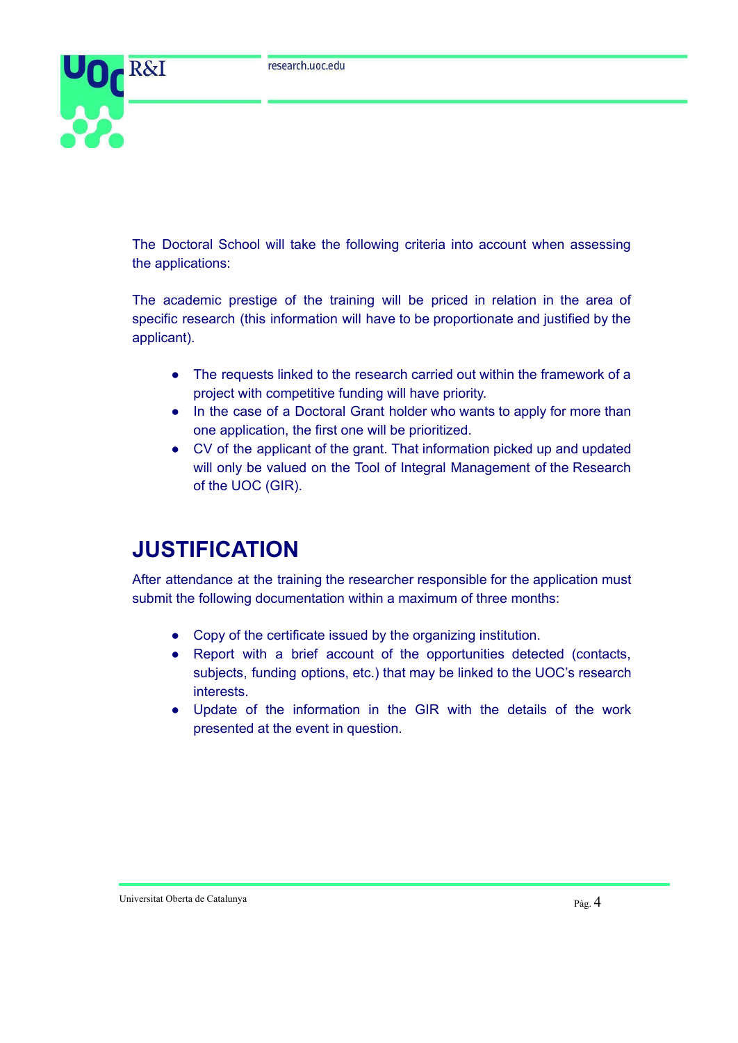The Doctoral School will take the following criteria into account when assessing the applications:

The academic prestige of the training will be priced in relation in the area of specific research (this information will have to be proportionate and justified by the applicant).

- The requests linked to the research carried out within the framework of a project with competitive funding will have priority.
- In the case of a Doctoral Grant holder who wants to apply for more than one application, the first one will be prioritized.
- CV of the applicant of the grant. That information picked up and updated will only be valued on the Tool of Integral Management of the Research of the UOC (GIR).

## JUSTIFICATION

After attendance at the training the researcher responsible for the application must submit the following documentation within a maximum of three months:

- Copy of the certificate issued by the organizing institution.
- Report with a brief account of the opportunities detected (contacts, subjects, funding options, etc.) that may be linked to the UOC's research interests.
- Update of the information in the GIR with the details of the work presented at the event in question.